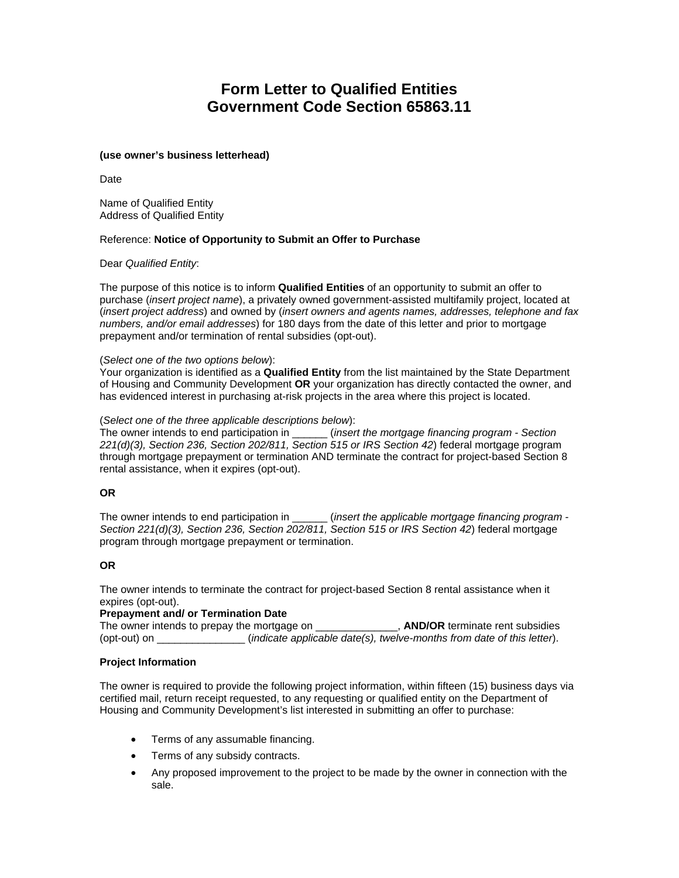# Form Letter to Qualified Entities
# Government Code Section 65863.11

**(use owner's business letterhead)**

Date

Name of Qualified Entity
Address of Qualified Entity

Reference: **Notice of Opportunity to Submit an Offer to Purchase**

Dear *Qualified Entity*:

The purpose of this notice is to inform **Qualified Entities** of an opportunity to submit an offer to purchase (*insert project name*), a privately owned government-assisted multifamily project, located at (*insert project address*) and owned by (*insert owners and agents names, addresses, telephone and fax numbers, and/or email addresses*) for 180 days from the date of this letter and prior to mortgage prepayment and/or termination of rental subsidies (opt-out).

(*Select one of the two options below*):
Your organization is identified as a **Qualified Entity** from the list maintained by the State Department of Housing and Community Development **OR** your organization has directly contacted the owner, and has evidenced interest in purchasing at-risk projects in the area where this project is located.

(*Select one of the three applicable descriptions below*):
The owner intends to end participation in ______ (*insert the mortgage financing program - Section 221(d)(3), Section 236, Section 202/811, Section 515 or IRS Section 42*) federal mortgage program through mortgage prepayment or termination AND terminate the contract for project-based Section 8 rental assistance, when it expires (opt-out).

**OR**

The owner intends to end participation in ______ (*insert the applicable mortgage financing program - Section 221(d)(3), Section 236, Section 202/811, Section 515 or IRS Section 42*) federal mortgage program through mortgage prepayment or termination.

**OR**

The owner intends to terminate the contract for project-based Section 8 rental assistance when it expires (opt-out).

**Prepayment and/ or Termination Date**
The owner intends to prepay the mortgage on ______________, **AND/OR** terminate rent subsidies (opt-out) on _______________ (*indicate applicable date(s), twelve-months from date of this letter*).

**Project Information**

The owner is required to provide the following project information, within fifteen (15) business days via certified mail, return receipt requested, to any requesting or qualified entity on the Department of Housing and Community Development's list interested in submitting an offer to purchase:

- Terms of any assumable financing.
- Terms of any subsidy contracts.
- Any proposed improvement to the project to be made by the owner in connection with the sale.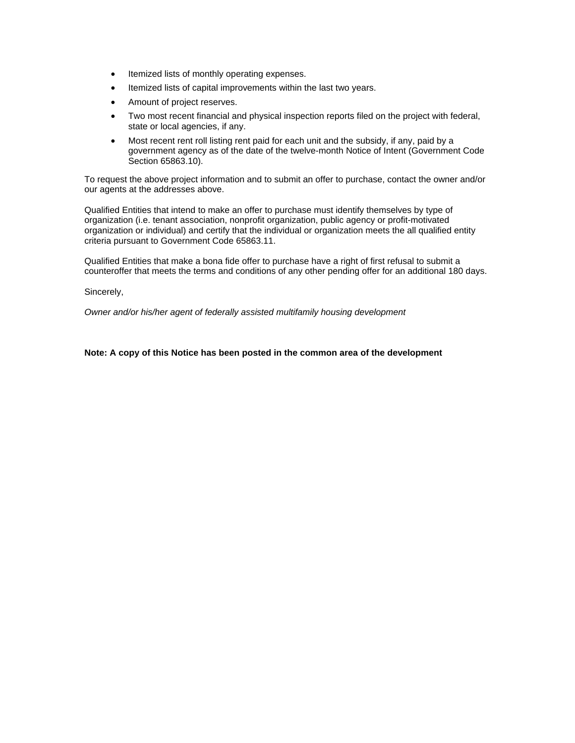- Itemized lists of monthly operating expenses.
- Itemized lists of capital improvements within the last two years.
- Amount of project reserves.
- Two most recent financial and physical inspection reports filed on the project with federal, state or local agencies, if any.
- Most recent rent roll listing rent paid for each unit and the subsidy, if any, paid by a government agency as of the date of the twelve-month Notice of Intent (Government Code Section 65863.10).

To request the above project information and to submit an offer to purchase, contact the owner and/or our agents at the addresses above.

Qualified Entities that intend to make an offer to purchase must identify themselves by type of organization (i.e. tenant association, nonprofit organization, public agency or profit-motivated organization or individual) and certify that the individual or organization meets the all qualified entity criteria pursuant to Government Code 65863.11.

Qualified Entities that make a bona fide offer to purchase have a right of first refusal to submit a counteroffer that meets the terms and conditions of any other pending offer for an additional 180 days.

Sincerely,

*Owner and/or his/her agent of federally assisted multifamily housing development*

**Note: A copy of this Notice has been posted in the common area of the development**